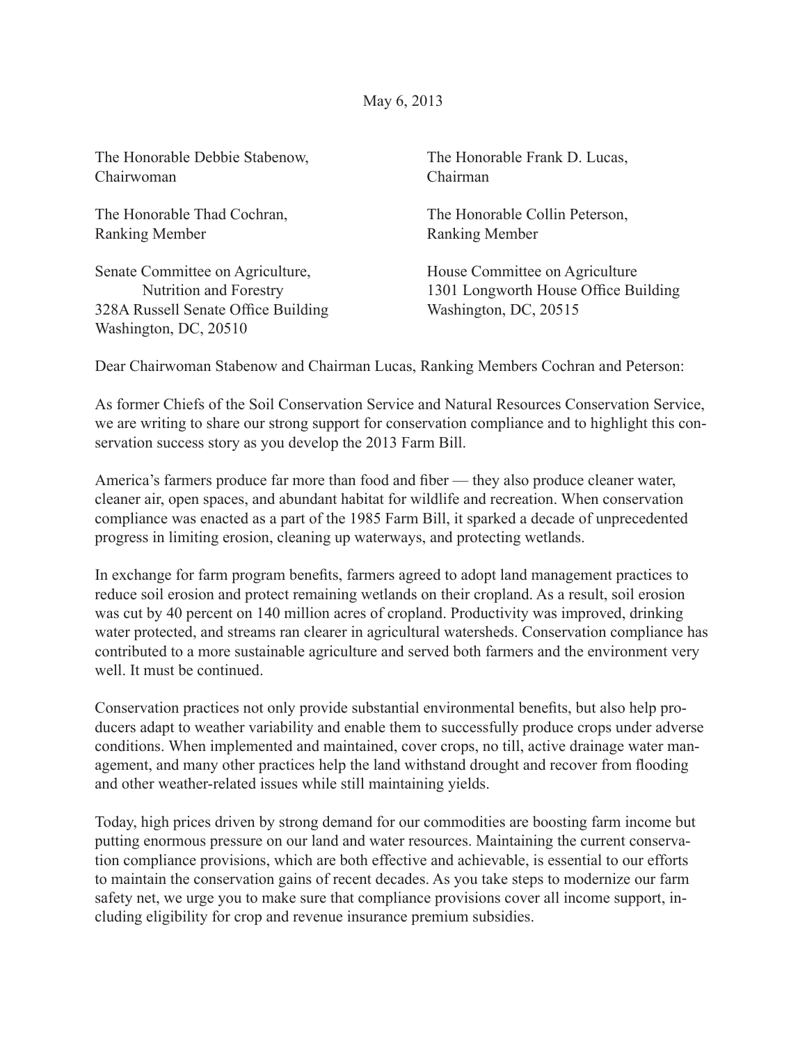May 6, 2013

The Honorable Debbie Stabenow,
Chairwoman

The Honorable Thad Cochran,
Ranking Member

Senate Committee on Agriculture,
Nutrition and Forestry
328A Russell Senate Office Building
Washington, DC, 20510

The Honorable Frank D. Lucas,
Chairman

The Honorable Collin Peterson,
Ranking Member

House Committee on Agriculture
1301 Longworth House Office Building
Washington, DC, 20515

Dear Chairwoman Stabenow and Chairman Lucas, Ranking Members Cochran and Peterson:

As former Chiefs of the Soil Conservation Service and Natural Resources Conservation Service, we are writing to share our strong support for conservation compliance and to highlight this conservation success story as you develop the 2013 Farm Bill.

America's farmers produce far more than food and fiber — they also produce cleaner water, cleaner air, open spaces, and abundant habitat for wildlife and recreation. When conservation compliance was enacted as a part of the 1985 Farm Bill, it sparked a decade of unprecedented progress in limiting erosion, cleaning up waterways, and protecting wetlands.

In exchange for farm program benefits, farmers agreed to adopt land management practices to reduce soil erosion and protect remaining wetlands on their cropland. As a result, soil erosion was cut by 40 percent on 140 million acres of cropland. Productivity was improved, drinking water protected, and streams ran clearer in agricultural watersheds. Conservation compliance has contributed to a more sustainable agriculture and served both farmers and the environment very well. It must be continued.

Conservation practices not only provide substantial environmental benefits, but also help producers adapt to weather variability and enable them to successfully produce crops under adverse conditions. When implemented and maintained, cover crops, no till, active drainage water management, and many other practices help the land withstand drought and recover from flooding and other weather-related issues while still maintaining yields.

Today, high prices driven by strong demand for our commodities are boosting farm income but putting enormous pressure on our land and water resources. Maintaining the current conservation compliance provisions, which are both effective and achievable, is essential to our efforts to maintain the conservation gains of recent decades. As you take steps to modernize our farm safety net, we urge you to make sure that compliance provisions cover all income support, including eligibility for crop and revenue insurance premium subsidies.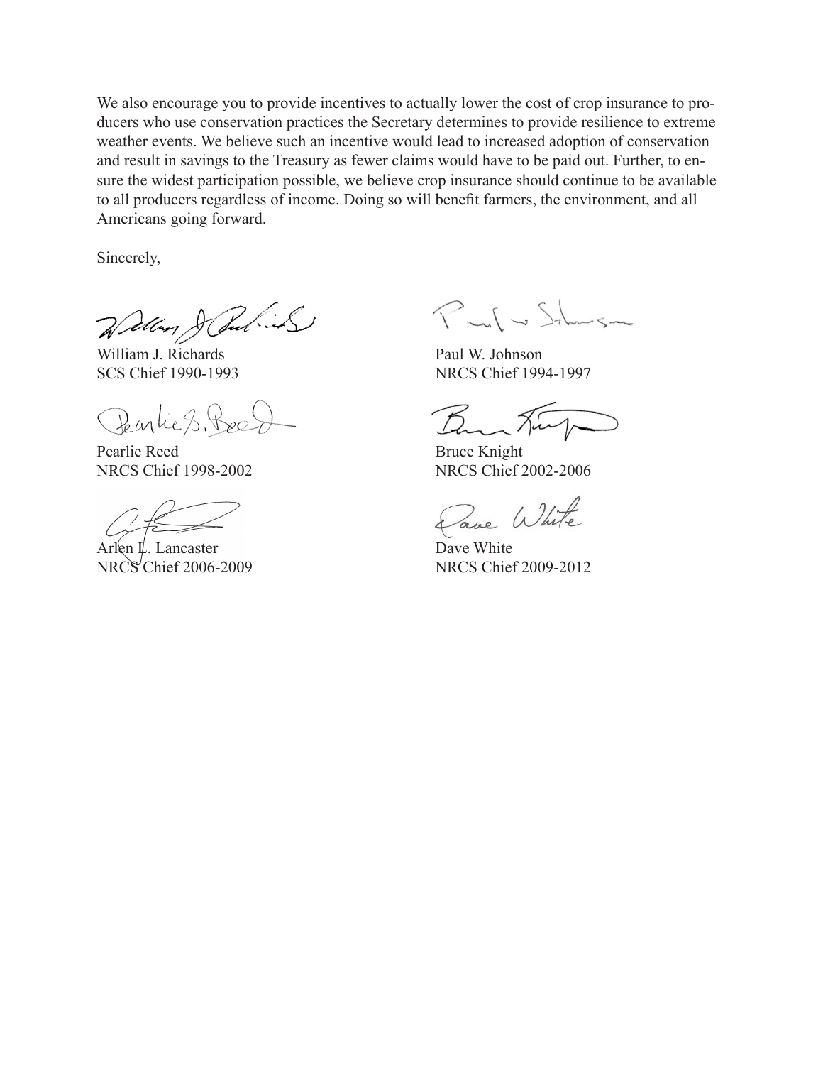We also encourage you to provide incentives to actually lower the cost of crop insurance to producers who use conservation practices the Secretary determines to provide resilience to extreme weather events. We believe such an incentive would lead to increased adoption of conservation and result in savings to the Treasury as fewer claims would have to be paid out. Further, to ensure the widest participation possible, we believe crop insurance should continue to be available to all producers regardless of income. Doing so will benefit farmers, the environment, and all Americans going forward.

Sincerely,

William J. Richards
SCS Chief 1990-1993

Paul W. Johnson
NRCS Chief 1994-1997

Pearlie Reed
NRCS Chief 1998-2002

Bruce Knight
NRCS Chief 2002-2006

Arlen L. Lancaster
NRCS Chief 2006-2009

Dave White
NRCS Chief 2009-2012